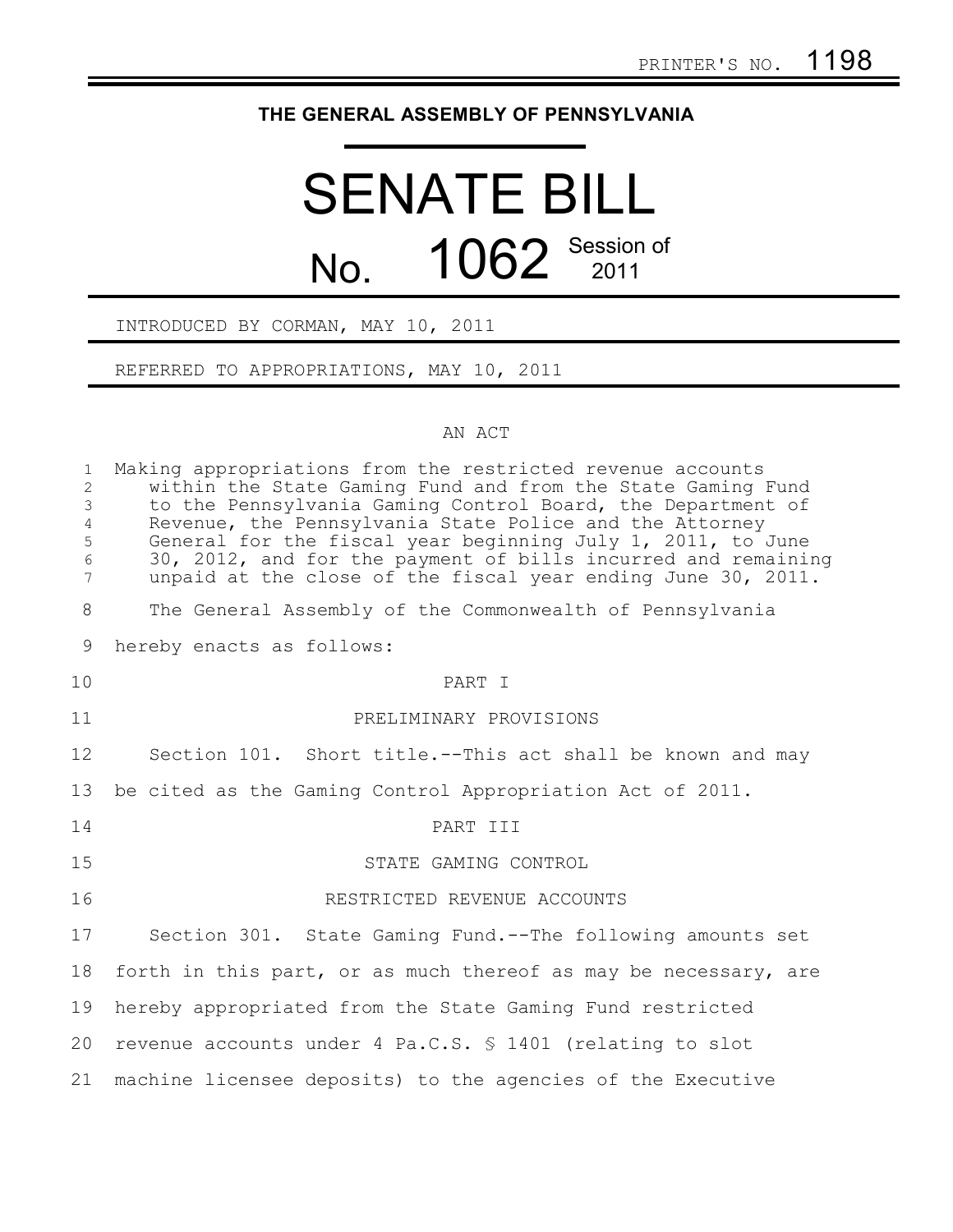PRINTER'S NO. 1198

**THE GENERAL ASSEMBLY OF PENNSYLVANIA**

# SENATE BILL

## No. 1062 Session of 2011

INTRODUCED BY CORMAN, MAY 10, 2011

REFERRED TO APPROPRIATIONS, MAY 10, 2011

AN ACT

Making appropriations from the restricted revenue accounts within the State Gaming Fund and from the State Gaming Fund to the Pennsylvania Gaming Control Board, the Department of Revenue, the Pennsylvania State Police and the Attorney General for the fiscal year beginning July 1, 2011, to June 30, 2012, and for the payment of bills incurred and remaining unpaid at the close of the fiscal year ending June 30, 2011.

The General Assembly of the Commonwealth of Pennsylvania hereby enacts as follows:

PART I

PRELIMINARY PROVISIONS

Section 101. Short title.--This act shall be known and may be cited as the Gaming Control Appropriation Act of 2011.

PART III

STATE GAMING CONTROL

RESTRICTED REVENUE ACCOUNTS

Section 301. State Gaming Fund.--The following amounts set forth in this part, or as much thereof as may be necessary, are hereby appropriated from the State Gaming Fund restricted revenue accounts under 4 Pa.C.S. § 1401 (relating to slot machine licensee deposits) to the agencies of the Executive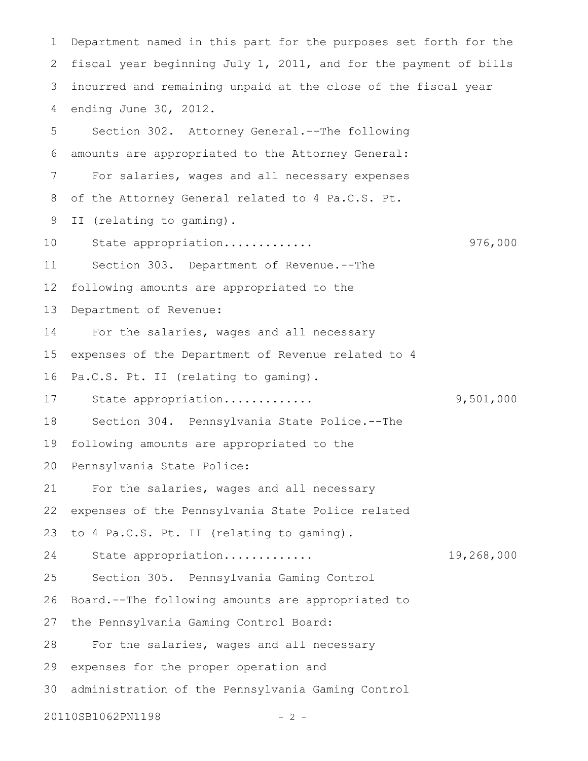Department named in this part for the purposes set forth for the fiscal year beginning July 1, 2011, and for the payment of bills incurred and remaining unpaid at the close of the fiscal year ending June 30, 2012.

Section 302. Attorney General.--The following amounts are appropriated to the Attorney General:

For salaries, wages and all necessary expenses of the Attorney General related to 4 Pa.C.S. Pt. II (relating to gaming).

State appropriation............ 976,000

Section 303. Department of Revenue.--The following amounts are appropriated to the Department of Revenue:

For the salaries, wages and all necessary expenses of the Department of Revenue related to 4 Pa.C.S. Pt. II (relating to gaming).

State appropriation............ 9,501,000

Section 304. Pennsylvania State Police.--The following amounts are appropriated to the Pennsylvania State Police:

For the salaries, wages and all necessary expenses of the Pennsylvania State Police related to 4 Pa.C.S. Pt. II (relating to gaming).

State appropriation............ 19,268,000

Section 305. Pennsylvania Gaming Control Board.--The following amounts are appropriated to the Pennsylvania Gaming Control Board:

For the salaries, wages and all necessary expenses for the proper operation and administration of the Pennsylvania Gaming Control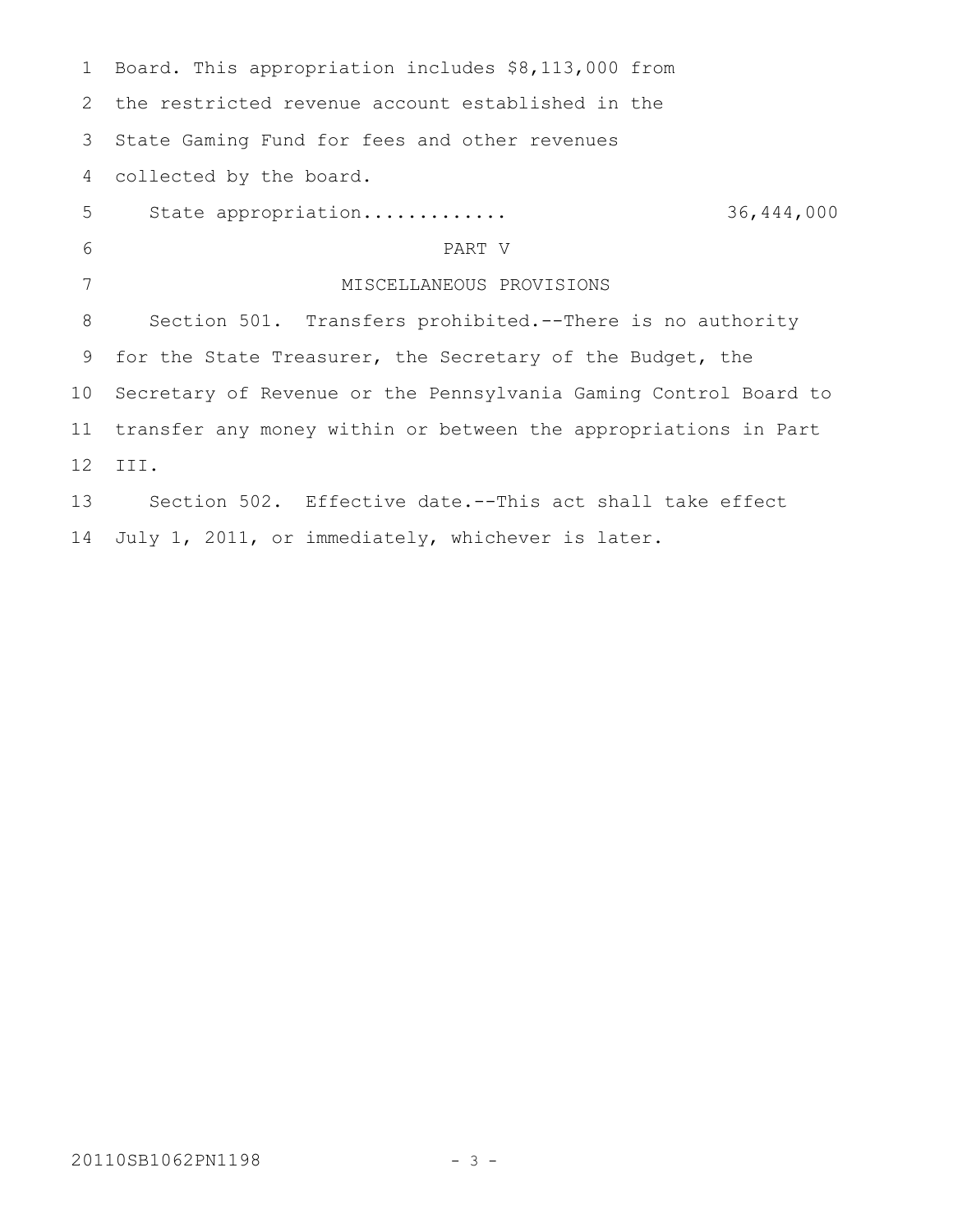Board. This appropriation includes $8,113,000 from the restricted revenue account established in the State Gaming Fund for fees and other revenues collected by the board.

State appropriation............ 36,444,000

## PART V

## MISCELLANEOUS PROVISIONS

Section 501. Transfers prohibited.--There is no authority for the State Treasurer, the Secretary of the Budget, the Secretary of Revenue or the Pennsylvania Gaming Control Board to transfer any money within or between the appropriations in Part III.

Section 502. Effective date.--This act shall take effect July 1, 2011, or immediately, whichever is later.